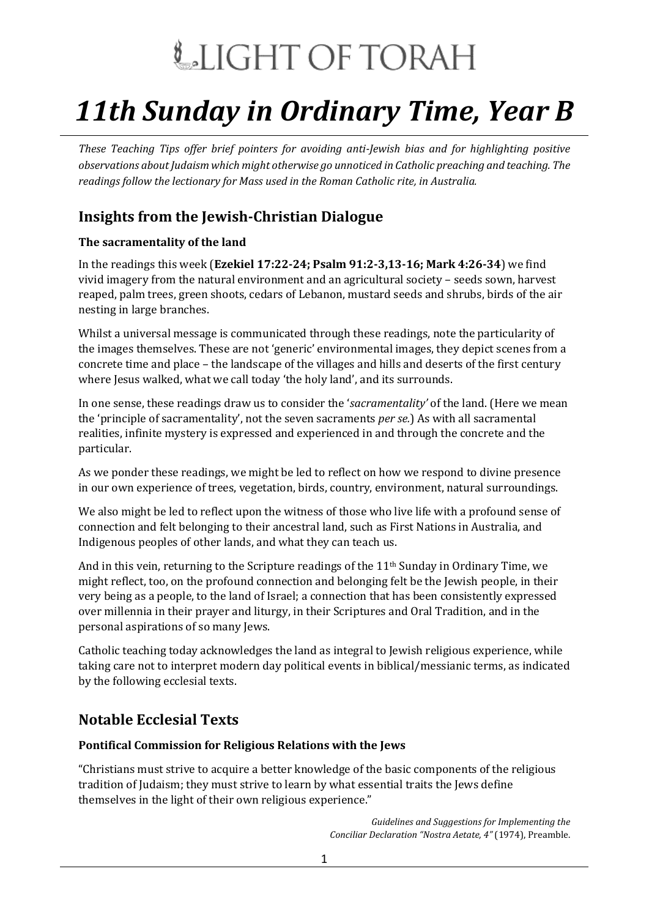# LIGHT OF TORAH

# *11th Sunday in Ordinary Time, Year B*

*These Teaching Tips offer brief pointers for avoiding anti-Jewish bias and for highlighting positive observations about Judaism which might otherwise go unnoticed in Catholic preaching and teaching. The readings follow the lectionary for Mass used in the Roman Catholic rite, in Australia.*

## Insights from the Jewish-Christian Dialogue

### The sacramentality of the land

In the readings this week (**Ezekiel 17:22-24; Psalm 91:2-3,13-16; Mark 4:26-34**) we find vivid imagery from the natural environment and an agricultural society – seeds sown, harvest reaped, palm trees, green shoots, cedars of Lebanon, mustard seeds and shrubs, birds of the air nesting in large branches.

Whilst a universal message is communicated through these readings, note the particularity of the images themselves. These are not 'generic' environmental images, they depict scenes from a concrete time and place – the landscape of the villages and hills and deserts of the first century where Jesus walked, what we call today 'the holy land', and its surrounds.

In one sense, these readings draw us to consider the '*sacramentality'* of the land. (Here we mean the 'principle of sacramentality', not the seven sacraments *per se*.) As with all sacramental realities, infinite mystery is expressed and experienced in and through the concrete and the particular.

As we ponder these readings, we might be led to reflect on how we respond to divine presence in our own experience of trees, vegetation, birds, country, environment, natural surroundings.

We also might be led to reflect upon the witness of those who live life with a profound sense of connection and felt belonging to their ancestral land, such as First Nations in Australia, and Indigenous peoples of other lands, and what they can teach us.

And in this vein, returning to the Scripture readings of the 11th Sunday in Ordinary Time, we might reflect, too, on the profound connection and belonging felt be the Jewish people, in their very being as a people, to the land of Israel; a connection that has been consistently expressed over millennia in their prayer and liturgy, in their Scriptures and Oral Tradition, and in the personal aspirations of so many Jews.

Catholic teaching today acknowledges the land as integral to Jewish religious experience, while taking care not to interpret modern day political events in biblical/messianic terms, as indicated by the following ecclesial texts.

## Notable Ecclesial Texts

### Pontifical Commission for Religious Relations with the Jews

"Christians must strive to acquire a better knowledge of the basic components of the religious tradition of Judaism; they must strive to learn by what essential traits the Jews define themselves in the light of their own religious experience."

*Guidelines and Suggestions for Implementing the Conciliar Declaration "Nostra Aetate, 4"* (1974), Preamble.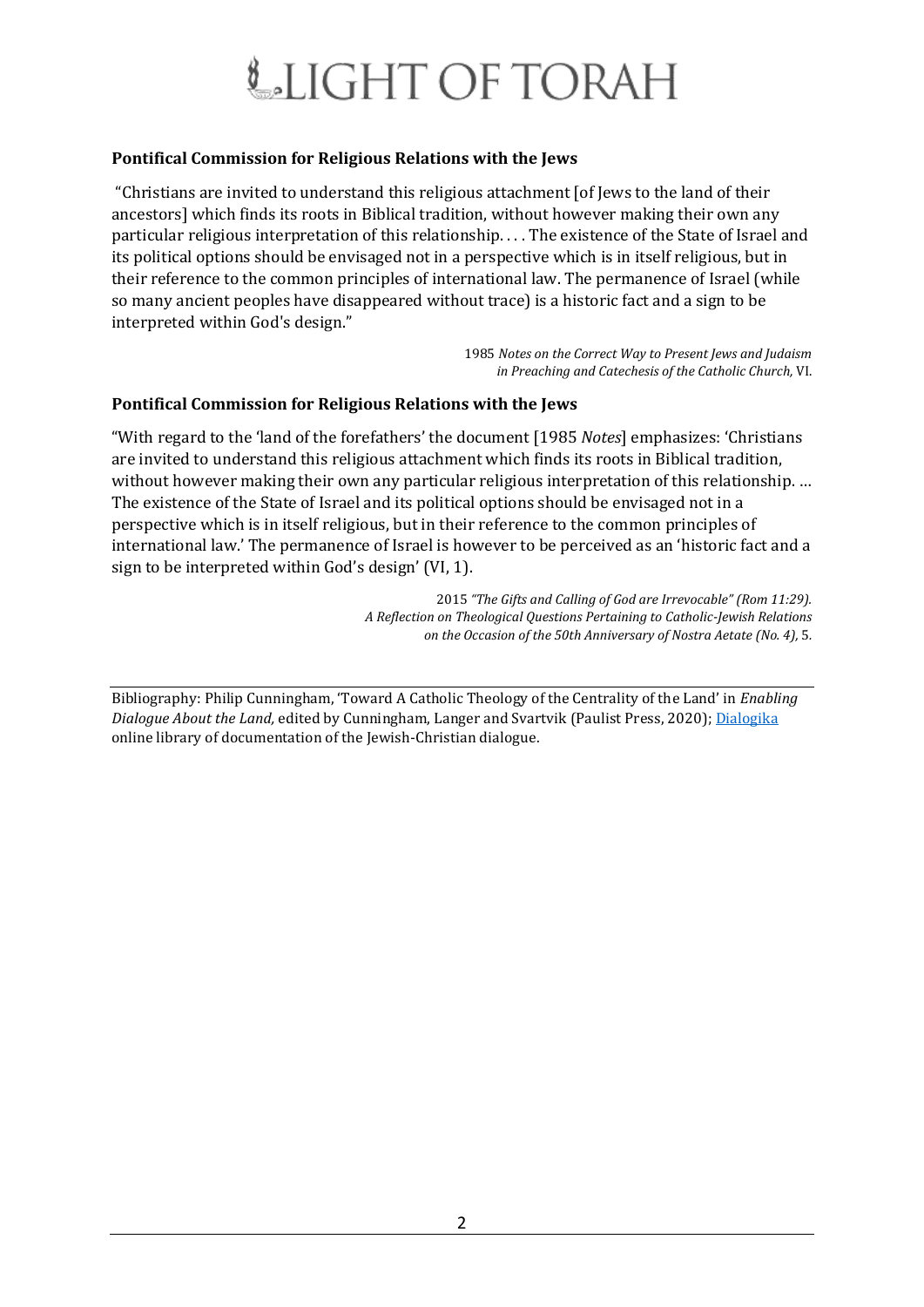**Pontifical Commission for Religious Relations with the Jews**

"Christians are invited to understand this religious attachment [of Jews to the land of their ancestors] which finds its roots in Biblical tradition, without however making their own any particular religious interpretation of this relationship. . . . The existence of the State of Israel and its political options should be envisaged not in a perspective which is in itself religious, but in their reference to the common principles of international law. The permanence of Israel (while so many ancient peoples have disappeared without trace) is a historic fact and a sign to be interpreted within God's design."

1985 *Notes on the Correct Way to Present Jews and Judaism in Preaching and Catechesis of the Catholic Church,* VI.

**Pontifical Commission for Religious Relations with the Jews**

"With regard to the 'land of the forefathers' the document [1985 *Notes*] emphasizes: 'Christians are invited to understand this religious attachment which finds its roots in Biblical tradition, without however making their own any particular religious interpretation of this relationship. … The existence of the State of Israel and its political options should be envisaged not in a perspective which is in itself religious, but in their reference to the common principles of international law.' The permanence of Israel is however to be perceived as an 'historic fact and a sign to be interpreted within God's design' (VI, 1).

2015 *"The Gifts and Calling of God are Irrevocable" (Rom 11:29). A Reflection on Theological Questions Pertaining to Catholic-Jewish Relations on the Occasion of the 50th Anniversary of Nostra Aetate (No. 4),* 5.

---

Bibliography: Philip Cunningham, 'Toward A Catholic Theology of the Centrality of the Land' in *Enabling Dialogue About the Land,* edited by Cunningham, Langer and Svartvik (Paulist Press, 2020); Dialogika online library of documentation of the Jewish-Christian dialogue.